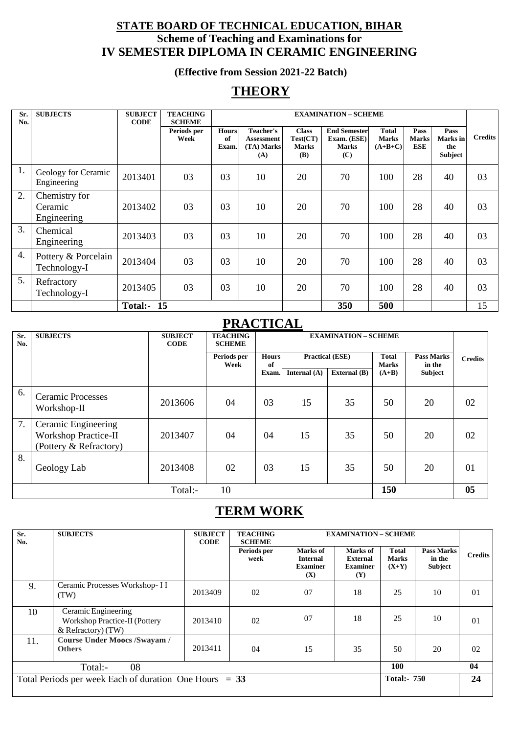## STATE BOARD OF TECHNICAL EDUCATION, BIHAR

### Scheme of Teaching and Examinations for IV SEMESTER DIPLOMA IN CERAMIC ENGINEERING

**(Effective from Session 2021-22 Batch)**

# THEORY

| Sr. No. | SUBJECTS | SUBJECT CODE | TEACHING SCHEME | EXAMINATION – SCHEME | | | | | | | | Credits |
|---|---|---|---|---|---|---|---|---|---|---|---|---|
| | | | Periods per Week | Hours of Exam. | Teacher's Assessment (TA) Marks (A) | Class Test(CT) Marks (B) | End Semester Exam. (ESE) Marks (C) | Total Marks (A+B+C) | Pass Marks ESE | Pass Marks in the Subject | | |
| 1. | Geology for Ceramic Engineering | 2013401 | 03 | 03 | 10 | 20 | 70 | 100 | 28 | 40 | | 03 |
| 2. | Chemistry for Ceramic Engineering | 2013402 | 03 | 03 | 10 | 20 | 70 | 100 | 28 | 40 | | 03 |
| 3. | Chemical Engineering | 2013403 | 03 | 03 | 10 | 20 | 70 | 100 | 28 | 40 | | 03 |
| 4. | Pottery & Porcelain Technology-I | 2013404 | 03 | 03 | 10 | 20 | 70 | 100 | 28 | 40 | | 03 |
| 5. | Refractory Technology-I | 2013405 | 03 | 03 | 10 | 20 | 70 | 100 | 28 | 40 | | 03 |
| | | Total:- | 15 | | | | 350 | 500 | | | | 15 |

# PRACTICAL

| Sr. No. | SUBJECTS | SUBJECT CODE | TEACHING SCHEME | EXAMINATION – SCHEME | | | | | Credits |
|---|---|---|---|---|---|---|---|---|---|
| | | | Periods per Week | Hours of Exam. | Practical (ESE) | | Total Marks (A+B) | Pass Marks in the Subject | |
| | | | | | Internal (A) | External (B) | | | |
| 6. | Ceramic Processes Workshop-II | 2013606 | 04 | 03 | 15 | 35 | 50 | 20 | 02 |
| 7. | Ceramic Engineering Workshop Practice-II (Pottery & Refractory) | 2013407 | 04 | 04 | 15 | 35 | 50 | 20 | 02 |
| 8. | Geology Lab | 2013408 | 02 | 03 | 15 | 35 | 50 | 20 | 01 |
| | | Total:- | 10 | | | | 150 | | 05 |

# TERM WORK

| Sr. No. | SUBJECTS | SUBJECT CODE | TEACHING SCHEME | EXAMINATION – SCHEME | | | | Credits |
|---|---|---|---|---|---|---|---|---|
| | | | Periods per week | Marks of Internal Examiner (X) | Marks of External Examiner (Y) | Total Marks (X+Y) | Pass Marks in the Subject | |
| 9. | Ceramic Processes Workshop- I I (TW) | 2013409 | 02 | 07 | 18 | 25 | 10 | 01 |
| 10 | Ceramic Engineering Workshop Practice-II (Pottery & Refractory) (TW) | 2013410 | 02 | 07 | 18 | 25 | 10 | 01 |
| 11. | **Course Under Moocs /Swayam / Others** | 2013411 | 04 | 15 | 35 | 50 | 20 | 02 |
| | Total:- | | 08 | | | 100 | | 04 |
| | Total Periods per week Each of duration One Hours = 33 | | | | | Total:- 750 | | 24 |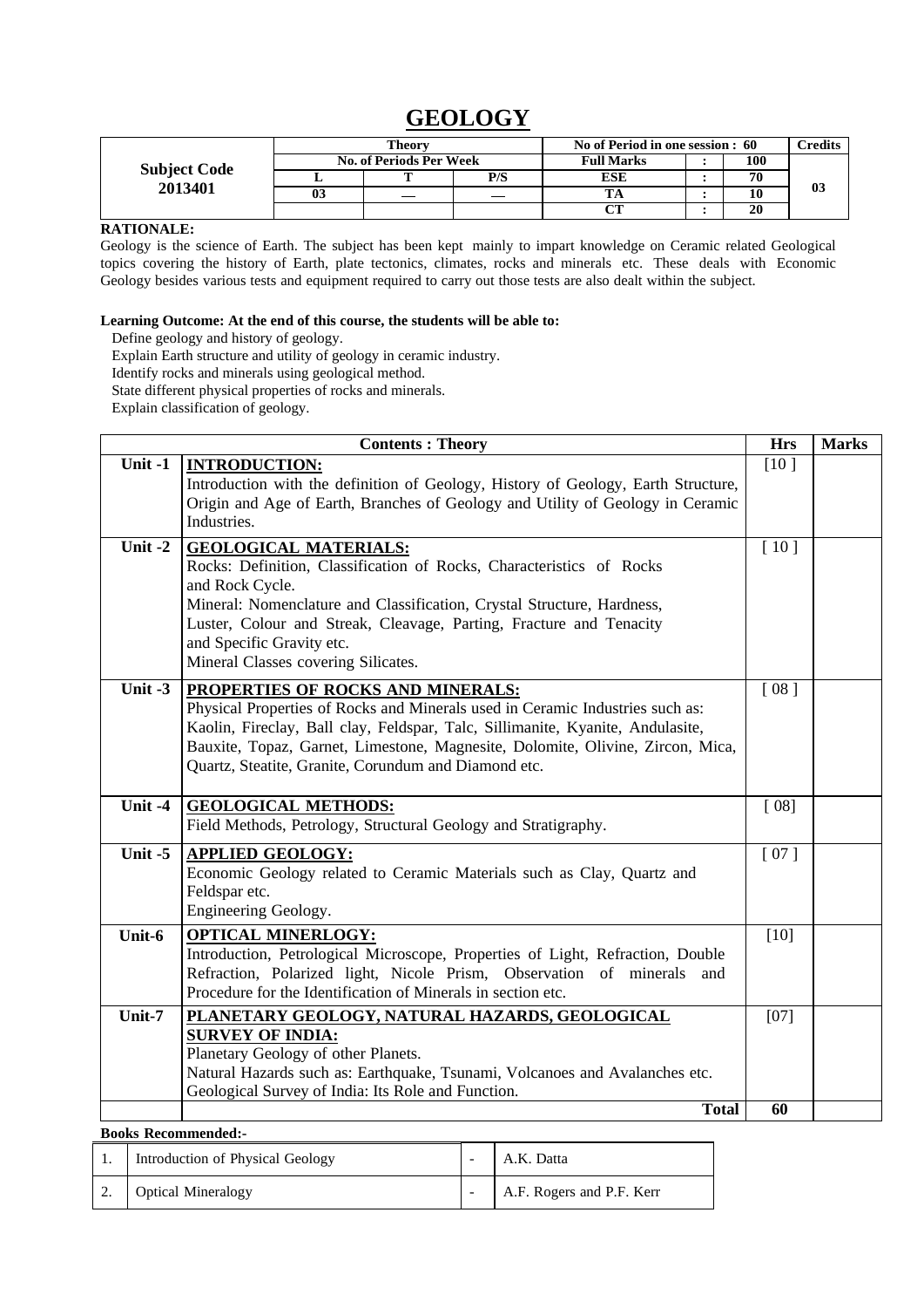# GEOLOGY

| Subject Code | Theory | | | No of Period in one session : 60 | | | Credits |
|---|---|---|---|---|---|---|---|
| | No. of Periods Per Week | | | Full Marks | : | 100 | |
| | L | T | P/S | ESE | : | 70 | 03 |
| **2013401** | 03 | — | — | TA | : | 10 | |
| | | | | CT | : | 20 | |

**RATIONALE:**

Geology is the science of Earth. The subject has been kept mainly to impart knowledge on Ceramic related Geological topics covering the history of Earth, plate tectonics, climates, rocks and minerals etc. These deals with Economic Geology besides various tests and equipment required to carry out those tests are also dealt within the subject.

**Learning Outcome: At the end of this course, the students will be able to:**

Define geology and history of geology.
Explain Earth structure and utility of geology in ceramic industry.
Identify rocks and minerals using geological method.
State different physical properties of rocks and minerals.
Explain classification of geology.

| | Contents : Theory | Hrs | Marks |
|---|---|---|---|
| Unit -1 | **INTRODUCTION:** Introduction with the definition of Geology, History of Geology, Earth Structure, Origin and Age of Earth, Branches of Geology and Utility of Geology in Ceramic Industries. | [10 ] | |
| Unit -2 | **GEOLOGICAL MATERIALS:** Rocks: Definition, Classification of Rocks, Characteristics of Rocks and Rock Cycle. Mineral: Nomenclature and Classification, Crystal Structure, Hardness, Luster, Colour and Streak, Cleavage, Parting, Fracture and Tenacity and Specific Gravity etc. Mineral Classes covering Silicates. | [ 10 ] | |
| Unit -3 | **PROPERTIES OF ROCKS AND MINERALS:** Physical Properties of Rocks and Minerals used in Ceramic Industries such as: Kaolin, Fireclay, Ball clay, Feldspar, Talc, Sillimanite, Kyanite, Andulasite, Bauxite, Topaz, Garnet, Limestone, Magnesite, Dolomite, Olivine, Zircon, Mica, Quartz, Steatite, Granite, Corundum and Diamond etc. | [ 08 ] | |
| Unit -4 | **GEOLOGICAL METHODS:** Field Methods, Petrology, Structural Geology and Stratigraphy. | [ 08] | |
| Unit -5 | **APPLIED GEOLOGY:** Economic Geology related to Ceramic Materials such as Clay, Quartz and Feldspar etc. Engineering Geology. | [ 07 ] | |
| Unit-6 | **OPTICAL MINERLOGY:** Introduction, Petrological Microscope, Properties of Light, Refraction, Double Refraction, Polarized light, Nicole Prism, Observation of minerals and Procedure for the Identification of Minerals in section etc. | [10] | |
| Unit-7 | **PLANETARY GEOLOGY, NATURAL HAZARDS, GEOLOGICAL SURVEY OF INDIA:** Planetary Geology of other Planets. Natural Hazards such as: Earthquake, Tsunami, Volcanoes and Avalanches etc. Geological Survey of India: Its Role and Function. | [07] | |
| | **Total** | **60** | |

**Books Recommended:-**

| | | | |
|---|---|---|---|
| 1. | Introduction of Physical Geology | - | A.K. Datta |
| 2. | Optical Mineralogy | - | A.F. Rogers and P.F. Kerr |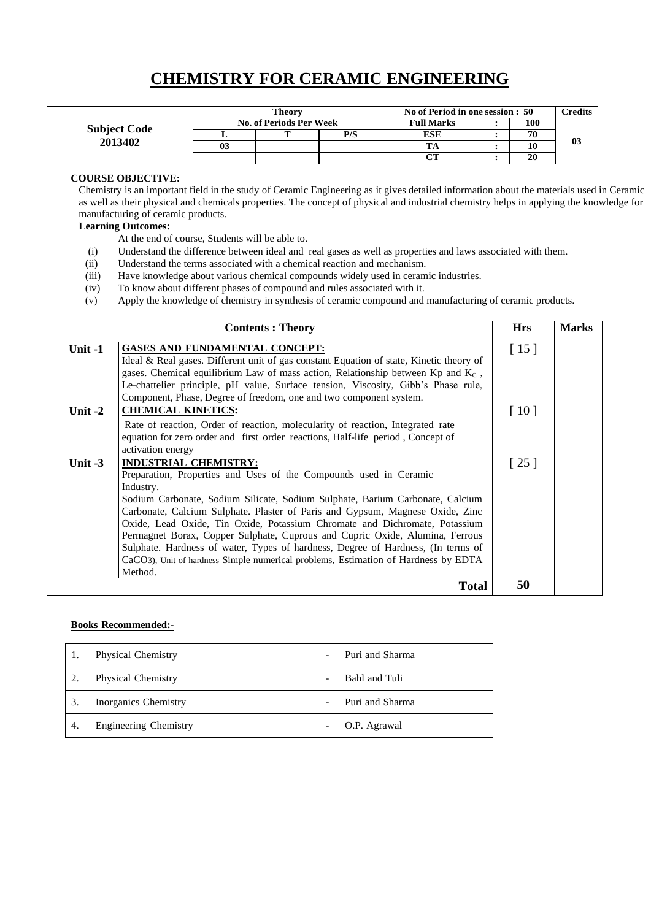# CHEMISTRY FOR CERAMIC ENGINEERING

| Subject Code 2013402 | Theory | | | No of Period in one session : 50 | | | Credits |
|---|---|---|---|---|---|---|---|
| | No. of Periods Per Week | | | Full Marks | : | 100 | 03 |
| | L | T | P/S | ESE | : | 70 | |
| | 03 | — | — | TA | : | 10 | |
| | | | | CT | : | 20 | |

**COURSE OBJECTIVE:**

Chemistry is an important field in the study of Ceramic Engineering as it gives detailed information about the materials used in Ceramic as well as their physical and chemicals properties. The concept of physical and industrial chemistry helps in applying the knowledge for manufacturing of ceramic products.

**Learning Outcomes:**

At the end of course, Students will be able to.

(i) Understand the difference between ideal and real gases as well as properties and laws associated with them.
(ii) Understand the terms associated with a chemical reaction and mechanism.
(iii) Have knowledge about various chemical compounds widely used in ceramic industries.
(iv) To know about different phases of compound and rules associated with it.
(v) Apply the knowledge of chemistry in synthesis of ceramic compound and manufacturing of ceramic products.

| Contents : Theory | | Hrs | Marks |
|---|---|---|---|
| Unit -1 | **GASES AND FUNDAMENTAL CONCEPT:** Ideal & Real gases. Different unit of gas constant Equation of state, Kinetic theory of gases. Chemical equilibrium Law of mass action, Relationship between Kp and $K_C$ , Le-chattelier principle, pH value, Surface tension, Viscosity, Gibb's Phase rule, Component, Phase, Degree of freedom, one and two component system. | [ 15 ] | |
| Unit -2 | **CHEMICAL KINETICS:** Rate of reaction, Order of reaction, molecularity of reaction, Integrated rate equation for zero order and first order reactions, Half-life period , Concept of activation energy | [ 10 ] | |
| Unit -3 | **INDUSTRIAL CHEMISTRY:** Preparation, Properties and Uses of the Compounds used in Ceramic Industry. Sodium Carbonate, Sodium Silicate, Sodium Sulphate, Barium Carbonate, Calcium Carbonate, Calcium Sulphate. Plaster of Paris and Gypsum, Magnese Oxide, Zinc Oxide, Lead Oxide, Tin Oxide, Potassium Chromate and Dichromate, Potassium Permagnet Borax, Copper Sulphate, Cuprous and Cupric Oxide, Alumina, Ferrous Sulphate. Hardness of water, Types of hardness, Degree of Hardness, (In terms of $CaCO_3$), Unit of hardness Simple numerical problems, Estimation of Hardness by EDTA Method. | [ 25 ] | |
| | **Total** | **50** | |

**Books Recommended:-**

| 1. | Physical Chemistry | - | Puri and Sharma |
|---|---|---|---|
| 2. | Physical Chemistry | - | Bahl and Tuli |
| 3. | Inorganics Chemistry | - | Puri and Sharma |
| 4. | Engineering Chemistry | - | O.P. Agrawal |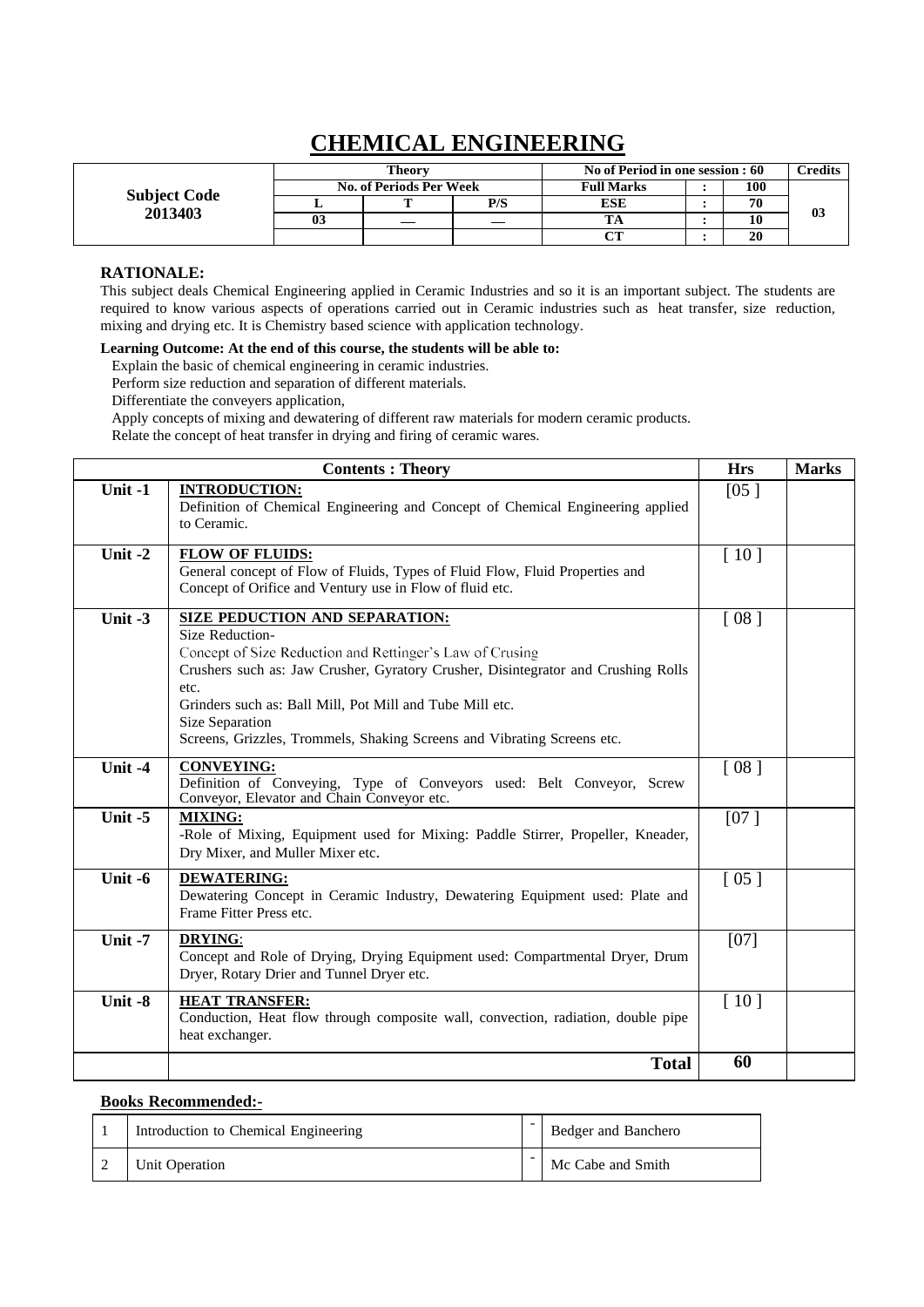# CHEMICAL ENGINEERING

| Subject Code | Theory | | | No of Period in one session : 60 | | | Credits |
|---|---|---|---|---|---|---|---|
| | No. of Periods Per Week | | | Full Marks | : | 100 | |
| | L | T | P/S | ESE | : | 70 | |
| 2013403 | 03 | — | — | TA | : | 10 | 03 |
| | | | | CT | : | 20 | |

**RATIONALE:**

This subject deals Chemical Engineering applied in Ceramic Industries and so it is an important subject. The students are required to know various aspects of operations carried out in Ceramic industries such as heat transfer, size reduction, mixing and drying etc. It is Chemistry based science with application technology.

**Learning Outcome: At the end of this course, the students will be able to:**

Explain the basic of chemical engineering in ceramic industries.
Perform size reduction and separation of different materials.
Differentiate the conveyers application,
Apply concepts of mixing and dewatering of different raw materials for modern ceramic products.
Relate the concept of heat transfer in drying and firing of ceramic wares.

| | Contents : Theory | Hrs | Marks |
|---|---|---|---|
| Unit -1 | **INTRODUCTION:** Definition of Chemical Engineering and Concept of Chemical Engineering applied to Ceramic. | [05 ] | |
| Unit -2 | **FLOW OF FLUIDS:** General concept of Flow of Fluids, Types of Fluid Flow, Fluid Properties and Concept of Orifice and Ventury use in Flow of fluid etc. | [ 10 ] | |
| Unit -3 | **SIZE PEDUCTION AND SEPARATION:** Size Reduction- Concept of Size Reduction and Rettinger's Law of Crusing Crushers such as: Jaw Crusher, Gyratory Crusher, Disintegrator and Crushing Rolls etc. Grinders such as: Ball Mill, Pot Mill and Tube Mill etc. Size Separation Screens, Grizzles, Trommels, Shaking Screens and Vibrating Screens etc. | [ 08 ] | |
| Unit -4 | **CONVEYING:** Definition of Conveying, Type of Conveyors used: Belt Conveyor, Screw Conveyor, Elevator and Chain Conveyor etc. | [ 08 ] | |
| Unit -5 | **MIXING:** -Role of Mixing, Equipment used for Mixing: Paddle Stirrer, Propeller, Kneader, Dry Mixer, and Muller Mixer etc. | [07 ] | |
| Unit -6 | **DEWATERING:** Dewatering Concept in Ceramic Industry, Dewatering Equipment used: Plate and Frame Fitter Press etc. | [ 05 ] | |
| Unit -7 | **DRYING**: Concept and Role of Drying, Drying Equipment used: Compartmental Dryer, Drum Dryer, Rotary Drier and Tunnel Dryer etc. | [07] | |
| Unit -8 | **HEAT TRANSFER:** Conduction, Heat flow through composite wall, convection, radiation, double pipe heat exchanger. | [ 10 ] | |
| | **Total** | **60** | |

**Books Recommended:-**

| | | | |
|---|---|---|---|
| 1 | Introduction to Chemical Engineering | - | Bedger and Banchero |
| 2 | Unit Operation | - | Mc Cabe and Smith |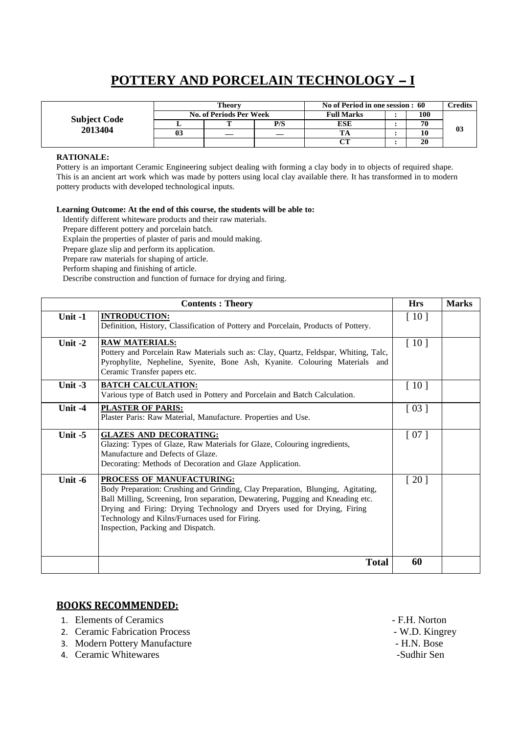# POTTERY AND PORCELAIN TECHNOLOGY – I

| Subject Code | Theory | | | No of Period in one session : 60 | | | Credits |
|---|---|---|---|---|---|---|---|
| | No. of Periods Per Week | | | Full Marks | : | 100 | |
| 2013404 | L | T | P/S | ESE | : | 70 | 03 |
| | 03 | — | — | TA | : | 10 | |
| | | | | CT | : | 20 | |

**RATIONALE:**

Pottery is an important Ceramic Engineering subject dealing with forming a clay body in to objects of required shape. This is an ancient art work which was made by potters using local clay available there. It has transformed in to modern pottery products with developed technological inputs.

**Learning Outcome: At the end of this course, the students will be able to:**

- Identify different whiteware products and their raw materials.
- Prepare different pottery and porcelain batch.
- Explain the properties of plaster of paris and mould making.
- Prepare glaze slip and perform its application.
- Prepare raw materials for shaping of article.
- Perform shaping and finishing of article.
- Describe construction and function of furnace for drying and firing.

| | Contents : Theory | Hrs | Marks |
|---|---|---|---|
| Unit -1 | **INTRODUCTION:** Definition, History, Classification of Pottery and Porcelain, Products of Pottery. | [ 10 ] | |
| Unit -2 | **RAW MATERIALS:** Pottery and Porcelain Raw Materials such as: Clay, Quartz, Feldspar, Whiting, Talc, Pyrophylite, Nepheline, Syenite, Bone Ash, Kyanite. Colouring Materials and Ceramic Transfer papers etc. | [ 10 ] | |
| Unit -3 | **BATCH CALCULATION:** Various type of Batch used in Pottery and Porcelain and Batch Calculation. | [ 10 ] | |
| Unit -4 | **PLASTER OF PARIS:** Plaster Paris: Raw Material, Manufacture. Properties and Use. | [ 03 ] | |
| Unit -5 | **GLAZES AND DECORATING:** Glazing: Types of Glaze, Raw Materials for Glaze, Colouring ingredients, Manufacture and Defects of Glaze. Decorating: Methods of Decoration and Glaze Application. | [ 07 ] | |
| Unit -6 | **PROCESS OF MANUFACTURING:** Body Preparation: Crushing and Grinding, Clay Preparation, Blunging, Agitating, Ball Milling, Screening, Iron separation, Dewatering, Pugging and Kneading etc. Drying and Firing: Drying Technology and Dryers used for Drying, Firing Technology and Kilns/Furnaces used for Firing. Inspection, Packing and Dispatch. | [ 20 ] | |
| | **Total** | **60** | |

## BOOKS RECOMMENDED:

1. Elements of Ceramics - F.H. Norton
2. Ceramic Fabrication Process - W.D. Kingrey
3. Modern Pottery Manufacture - H.N. Bose
4. Ceramic Whitewares -Sudhir Sen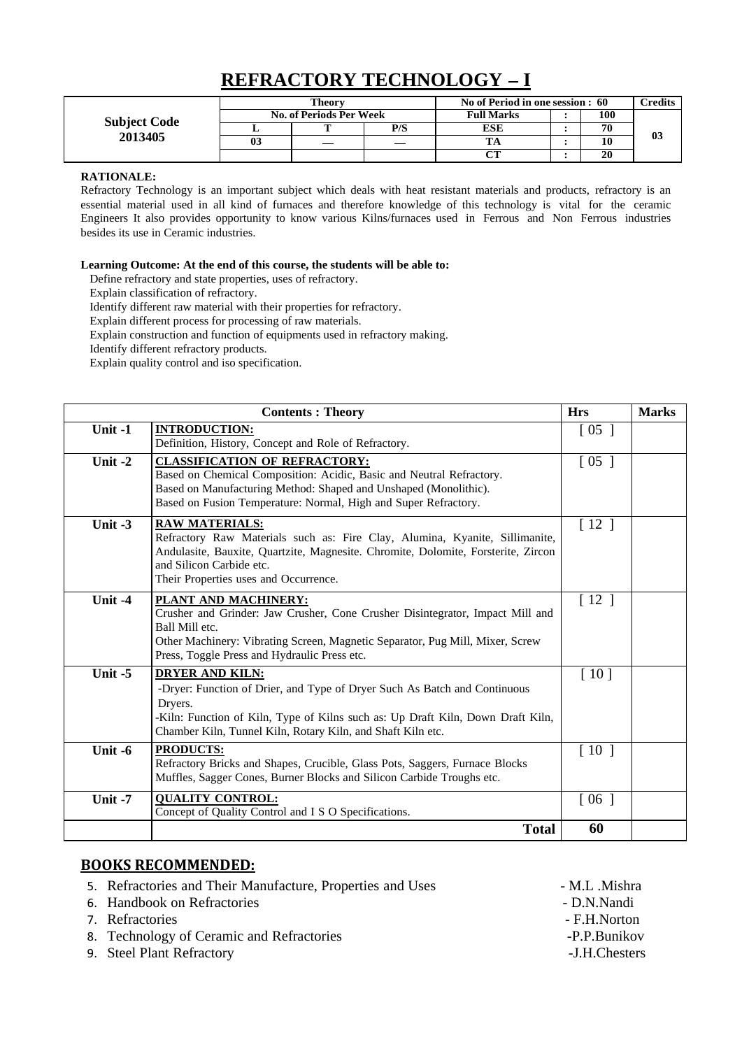# REFRACTORY TECHNOLOGY – I

| Subject Code 2013405 | Theory | | | No of Period in one session : 60 | | | Credits |
|---|---|---|---|---|---|---|---|
| | No. of Periods Per Week | | | Full Marks | : | 100 | 03 |
| | L | T | P/S | ESE | : | 70 | |
| | 03 | — | — | TA | : | 10 | |
| | | | | CT | : | 20 | |

**RATIONALE:**

Refractory Technology is an important subject which deals with heat resistant materials and products, refractory is an essential material used in all kind of furnaces and therefore knowledge of this technology is vital for the ceramic Engineers It also provides opportunity to know various Kilns/furnaces used in Ferrous and Non Ferrous industries besides its use in Ceramic industries.

**Learning Outcome: At the end of this course, the students will be able to:**

Define refractory and state properties, uses of refractory.
Explain classification of refractory.
Identify different raw material with their properties for refractory.
Explain different process for processing of raw materials.
Explain construction and function of equipments used in refractory making.
Identify different refractory products.
Explain quality control and iso specification.

| | Contents : Theory | Hrs | Marks |
|---|---|---|---|
| Unit -1 | **INTRODUCTION:**<br>Definition, History, Concept and Role of Refractory. | [ 05 ] | |
| Unit -2 | **CLASSIFICATION OF REFRACTORY:**<br>Based on Chemical Composition: Acidic, Basic and Neutral Refractory.<br>Based on Manufacturing Method: Shaped and Unshaped (Monolithic).<br>Based on Fusion Temperature: Normal, High and Super Refractory. | [ 05 ] | |
| Unit -3 | **RAW MATERIALS:**<br>Refractory Raw Materials such as: Fire Clay, Alumina, Kyanite, Sillimanite, Andulasite, Bauxite, Quartzite, Magnesite. Chromite, Dolomite, Forsterite, Zircon and Silicon Carbide etc.<br>Their Properties uses and Occurrence. | [ 12 ] | |
| Unit -4 | **PLANT AND MACHINERY:**<br>Crusher and Grinder: Jaw Crusher, Cone Crusher Disintegrator, Impact Mill and Ball Mill etc.<br>Other Machinery: Vibrating Screen, Magnetic Separator, Pug Mill, Mixer, Screw Press, Toggle Press and Hydraulic Press etc. | [ 12 ] | |
| Unit -5 | **DRYER AND KILN:**<br>-Dryer: Function of Drier, and Type of Dryer Such As Batch and Continuous Dryers.<br>-Kiln: Function of Kiln, Type of Kilns such as: Up Draft Kiln, Down Draft Kiln, Chamber Kiln, Tunnel Kiln, Rotary Kiln, and Shaft Kiln etc. | [ 10 ] | |
| Unit -6 | **PRODUCTS:**<br>Refractory Bricks and Shapes, Crucible, Glass Pots, Saggers, Furnace Blocks Muffles, Sagger Cones, Burner Blocks and Silicon Carbide Troughs etc. | [ 10 ] | |
| Unit -7 | **QUALITY CONTROL:**<br>Concept of Quality Control and I S O Specifications. | [ 06 ] | |
| | **Total** | **60** | |

## BOOKS RECOMMENDED:

5. Refractories and Their Manufacture, Properties and Uses - M.L .Mishra
6. Handbook on Refractories - D.N.Nandi
7. Refractories - F.H.Norton
8. Technology of Ceramic and Refractories -P.P.Bunikov
9. Steel Plant Refractory -J.H.Chesters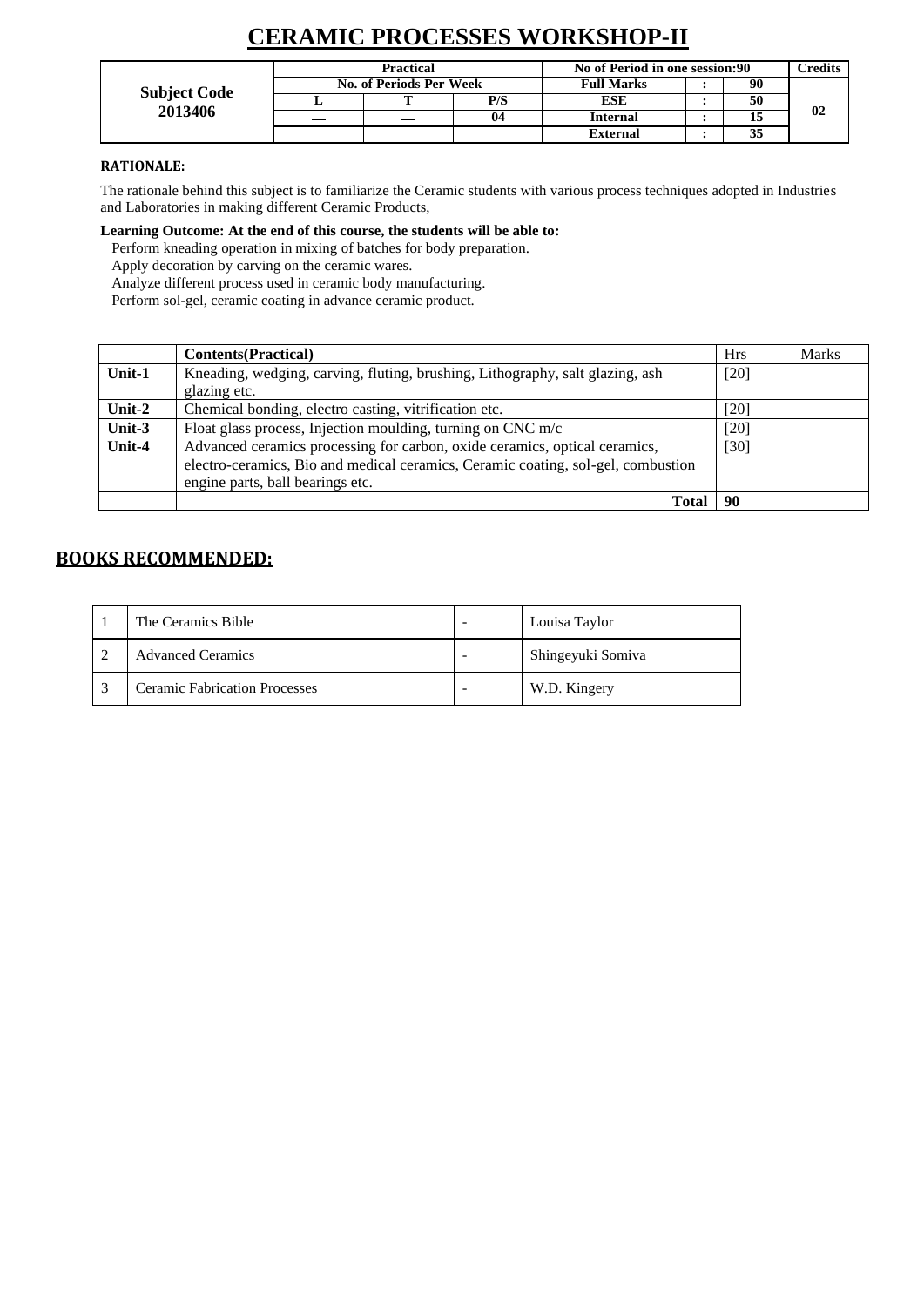# CERAMIC PROCESSES WORKSHOP-II

| Subject Code 2013406 | Practical | | | No of Period in one session:90 | | | Credits |
|---|---|---|---|---|---|---|---|
| | No. of Periods Per Week | | | Full Marks | : | 90 | 02 |
| | L | T | P/S | ESE | : | 50 | |
| | — | — | 04 | Internal | : | 15 | |
| | | | | External | : | 35 | |

**RATIONALE:**

The rationale behind this subject is to familiarize the Ceramic students with various process techniques adopted in Industries and Laboratories in making different Ceramic Products,

**Learning Outcome: At the end of this course, the students will be able to:**

- Perform kneading operation in mixing of batches for body preparation.
- Apply decoration by carving on the ceramic wares.
- Analyze different process used in ceramic body manufacturing.
- Perform sol-gel, ceramic coating in advance ceramic product.

| | **Contents(Practical)** | Hrs | Marks |
|---|---|---|---|
| **Unit-1** | Kneading, wedging, carving, fluting, brushing, Lithography, salt glazing, ash glazing etc. | [20] | |
| **Unit-2** | Chemical bonding, electro casting, vitrification etc. | [20] | |
| **Unit-3** | Float glass process, Injection moulding, turning on CNC m/c | [20] | |
| **Unit-4** | Advanced ceramics processing for carbon, oxide ceramics, optical ceramics, electro-ceramics, Bio and medical ceramics, Ceramic coating, sol-gel, combustion engine parts, ball bearings etc. | [30] | |
| | **Total** | **90** | |

## BOOKS RECOMMENDED:

| | | | |
|---|---|---|---|
| 1 | The Ceramics Bible | - | Louisa Taylor |
| 2 | Advanced Ceramics | - | Shingeyuki Somiva |
| 3 | Ceramic Fabrication Processes | - | W.D. Kingery |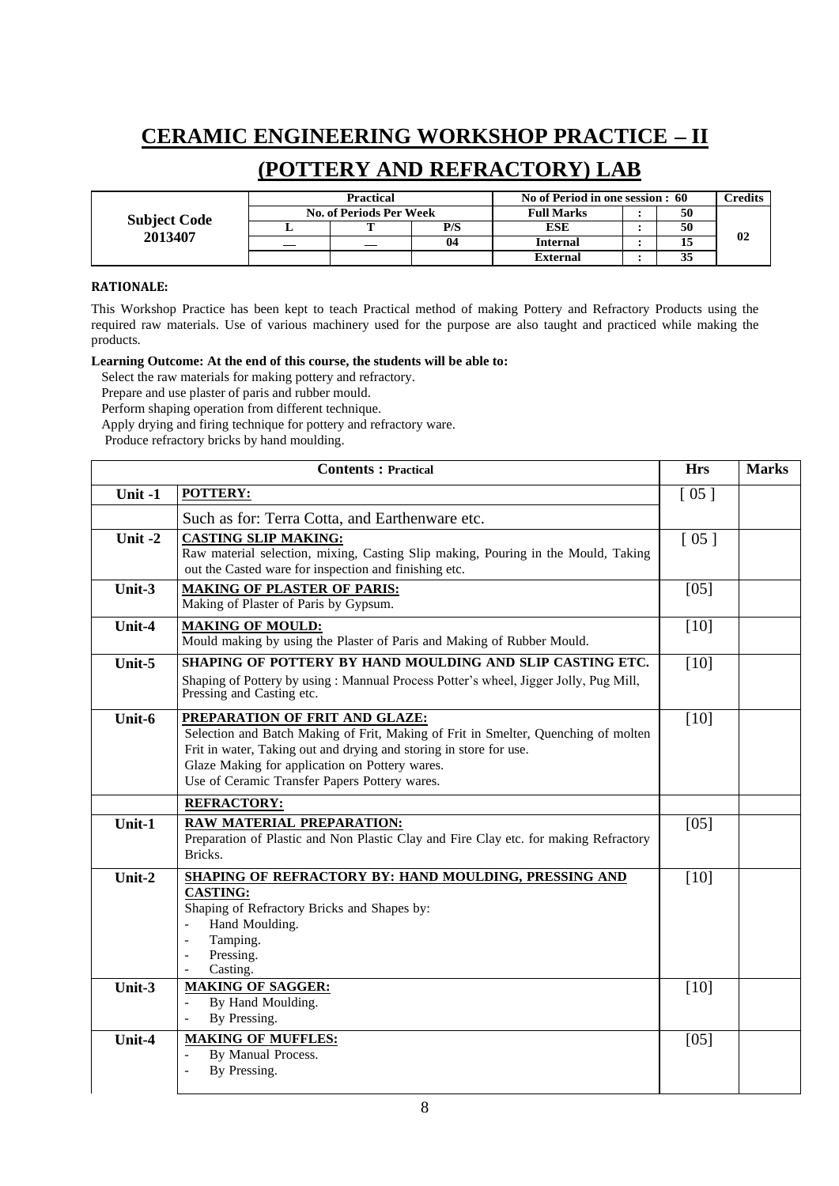# CERAMIC ENGINEERING WORKSHOP PRACTICE – II
# (POTTERY AND REFRACTORY) LAB

| Subject Code | Practical | | | No of Period in one session : 60 | | | Credits |
|---|---|---|---|---|---|---|---|
| | No. of Periods Per Week | | | Full Marks | : | 50 | |
| 2013407 | L | T | P/S | ESE | : | 50 | 02 |
| | — | — | 04 | Internal | : | 15 | |
| | | | | External | : | 35 | |

**RATIONALE:**

This Workshop Practice has been kept to teach Practical method of making Pottery and Refractory Products using the required raw materials. Use of various machinery used for the purpose are also taught and practiced while making the products.

**Learning Outcome: At the end of this course, the students will be able to:**

Select the raw materials for making pottery and refractory.
Prepare and use plaster of paris and rubber mould.
Perform shaping operation from different technique.
Apply drying and firing technique for pottery and refractory ware.
Produce refractory bricks by hand moulding.

| | **Contents : Practical** | **Hrs** | **Marks** |
|---|---|---|---|
| **Unit -1** | **POTTERY:** | [ 05 ] | |
| | Such as for: Terra Cotta, and Earthenware etc. | | |
| **Unit -2** | **CASTING SLIP MAKING:**<br>Raw material selection, mixing, Casting Slip making, Pouring in the Mould, Taking out the Casted ware for inspection and finishing etc. | [ 05 ] | |
| **Unit-3** | **MAKING OF PLASTER OF PARIS:**<br>Making of Plaster of Paris by Gypsum. | [05] | |
| **Unit-4** | **MAKING OF MOULD:**<br>Mould making by using the Plaster of Paris and Making of Rubber Mould. | [10] | |
| **Unit-5** | **SHAPING OF POTTERY BY HAND MOULDING AND SLIP CASTING ETC.**<br>Shaping of Pottery by using : Mannual Process Potter's wheel, Jigger Jolly, Pug Mill, Pressing and Casting etc. | [10] | |
| **Unit-6** | **PREPARATION OF FRIT AND GLAZE:**<br>Selection and Batch Making of Frit, Making of Frit in Smelter, Quenching of molten Frit in water, Taking out and drying and storing in store for use.<br>Glaze Making for application on Pottery wares.<br>Use of Ceramic Transfer Papers Pottery wares. | [10] | |
| | **REFRACTORY:** | | |
| **Unit-1** | **RAW MATERIAL PREPARATION:**<br>Preparation of Plastic and Non Plastic Clay and Fire Clay etc. for making Refractory Bricks. | [05] | |
| **Unit-2** | **SHAPING OF REFRACTORY BY: HAND MOULDING, PRESSING AND CASTING:**<br>Shaping of Refractory Bricks and Shapes by:<br>- Hand Moulding.<br>- Tamping.<br>- Pressing.<br>- Casting. | [10] | |
| **Unit-3** | **MAKING OF SAGGER:**<br>- By Hand Moulding.<br>- By Pressing. | [10] | |
| **Unit-4** | **MAKING OF MUFFLES:**<br>- By Manual Process.<br>- By Pressing. | [05] | |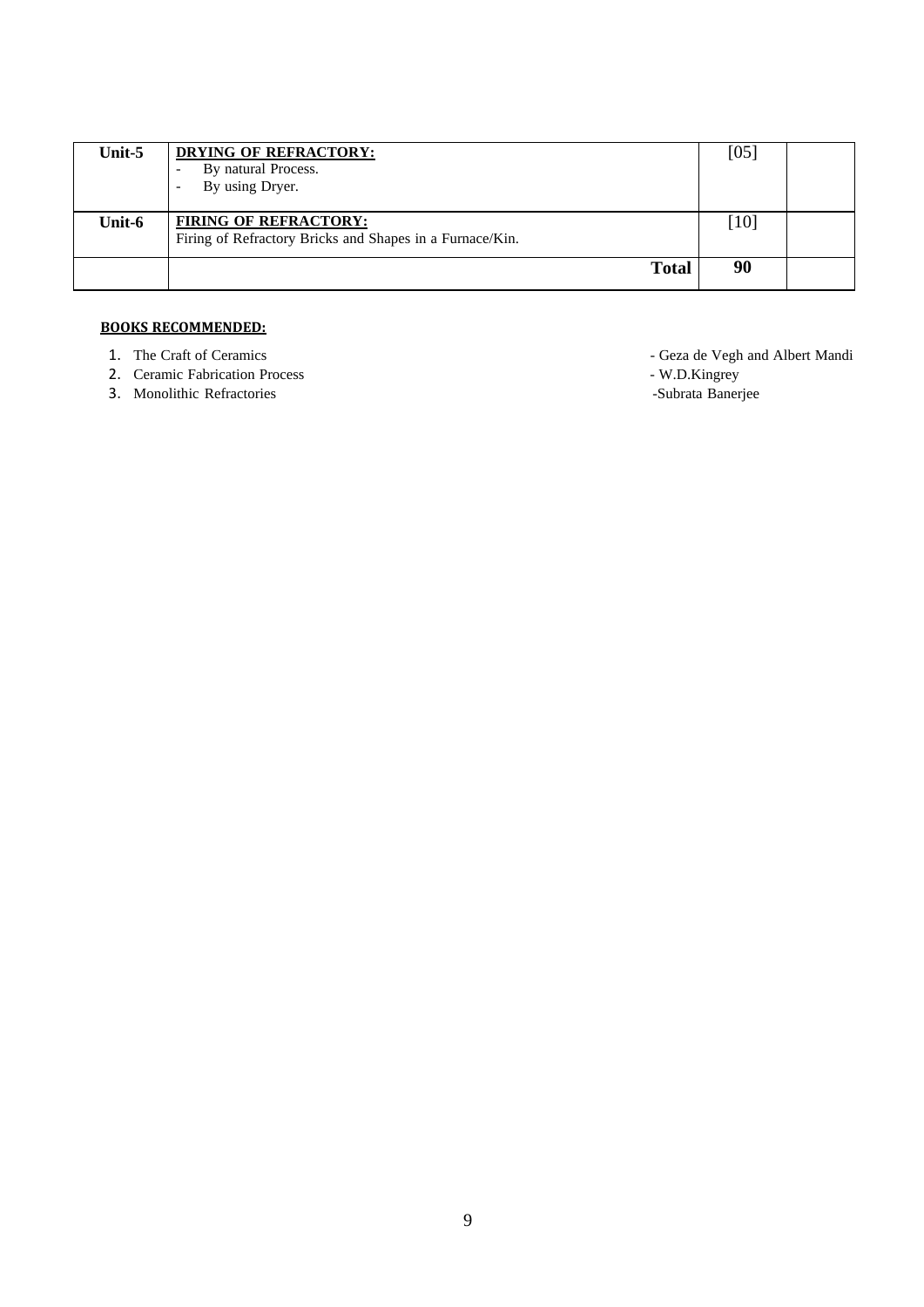| Unit-5 | **DRYING OF REFRACTORY:**<br>- By natural Process.<br>- By using Dryer. | [05] | |
|---|---|---|---|
| **Unit-6** | **FIRING OF REFRACTORY:**<br>Firing of Refractory Bricks and Shapes in a Furnace/Kin. | [10] | |
| | **Total** | **90** | |

**BOOKS RECOMMENDED:**

1. The Craft of Ceramics - Geza de Vegh and Albert Mandi
2. Ceramic Fabrication Process - W.D.Kingrey
3. Monolithic Refractories -Subrata Banerjee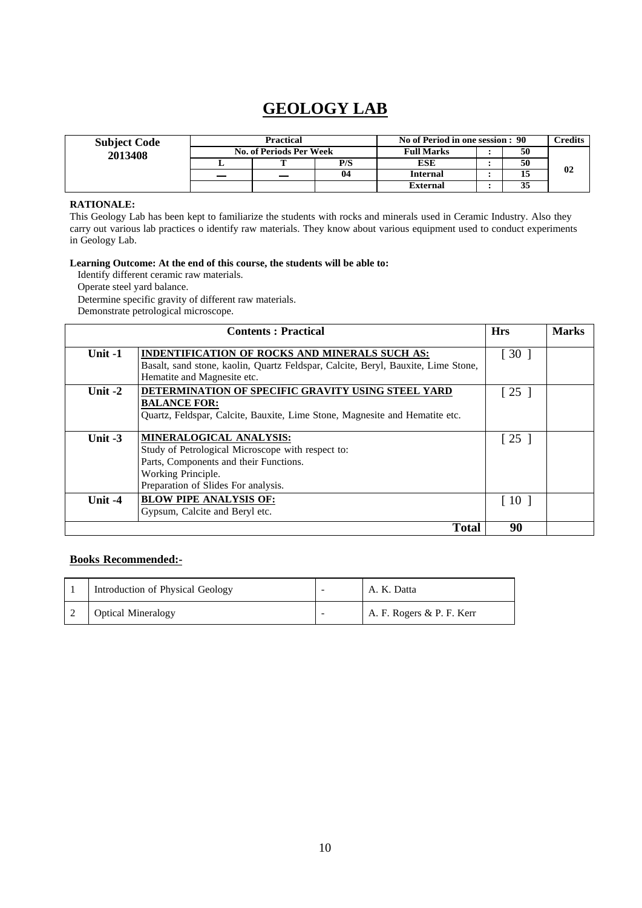# GEOLOGY LAB

| Subject Code | Practical | | | No of Period in one session : 90 | | | Credits |
|---|---|---|---|---|---|---|---|
| 2013408 | No. of Periods Per Week | | | Full Marks | : | 50 | |
| | L | T | P/S | ESE | : | 50 | 02 |
| | — | — | 04 | Internal | : | 15 | |
| | | | | External | : | 35 | |

**RATIONALE:**

This Geology Lab has been kept to familiarize the students with rocks and minerals used in Ceramic Industry. Also they carry out various lab practices o identify raw materials. They know about various equipment used to conduct experiments in Geology Lab.

**Learning Outcome: At the end of this course, the students will be able to:**

- Identify different ceramic raw materials.
- Operate steel yard balance.
- Determine specific gravity of different raw materials.
- Demonstrate petrological microscope.

| Contents : Practical | | Hrs | Marks |
|---|---|---|---|
| Unit -1 | **INDENTIFICATION OF ROCKS AND MINERALS SUCH AS:** Basalt, sand stone, kaolin, Quartz Feldspar, Calcite, Beryl, Bauxite, Lime Stone, Hematite and Magnesite etc. | [ 30 ] | |
| Unit -2 | **DETERMINATION OF SPECIFIC GRAVITY USING STEEL YARD BALANCE FOR:** Quartz, Feldspar, Calcite, Bauxite, Lime Stone, Magnesite and Hematite etc. | [ 25 ] | |
| Unit -3 | **MINERALOGICAL ANALYSIS:** Study of Petrological Microscope with respect to: Parts, Components and their Functions. Working Principle. Preparation of Slides For analysis. | [ 25 ] | |
| Unit -4 | **BLOW PIPE ANALYSIS OF:** Gypsum, Calcite and Beryl etc. | [ 10 ] | |
| | **Total** | **90** | |

**Books Recommended:-**

| | | | |
|---|---|---|---|
| 1 | Introduction of Physical Geology | - | A. K. Datta |
| 2 | Optical Mineralogy | - | A. F. Rogers & P. F. Kerr |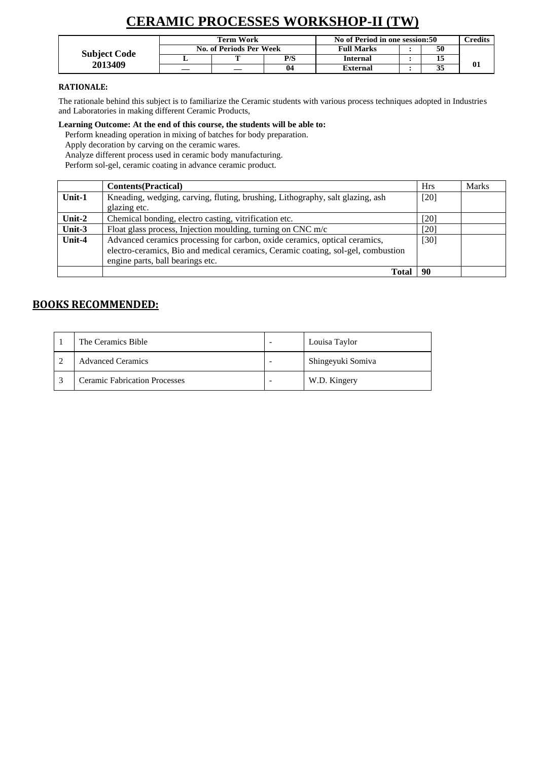# CERAMIC PROCESSES WORKSHOP-II (TW)

| Subject Code 2013409 | Term Work | | | No of Period in one session:50 | | | Credits |
|---|---|---|---|---|---|---|---|
| | No. of Periods Per Week | | | Full Marks | : | 50 | 01 |
| | L | T | P/S | Internal | : | 15 | |
| | — | — | 04 | External | : | 35 | |

**RATIONALE:**

The rationale behind this subject is to familiarize the Ceramic students with various process techniques adopted in Industries and Laboratories in making different Ceramic Products,

**Learning Outcome: At the end of this course, the students will be able to:**

Perform kneading operation in mixing of batches for body preparation.
Apply decoration by carving on the ceramic wares.
Analyze different process used in ceramic body manufacturing.
Perform sol-gel, ceramic coating in advance ceramic product.

| | **Contents(Practical)** | Hrs | Marks |
|---|---|---|---|
| **Unit-1** | Kneading, wedging, carving, fluting, brushing, Lithography, salt glazing, ash glazing etc. | [20] | |
| **Unit-2** | Chemical bonding, electro casting, vitrification etc. | [20] | |
| **Unit-3** | Float glass process, Injection moulding, turning on CNC m/c | [20] | |
| **Unit-4** | Advanced ceramics processing for carbon, oxide ceramics, optical ceramics, electro-ceramics, Bio and medical ceramics, Ceramic coating, sol-gel, combustion engine parts, ball bearings etc. | [30] | |
| | **Total** | **90** | |

## BOOKS RECOMMENDED:

| 1 | The Ceramics Bible | - | Louisa Taylor |
|---|---|---|---|
| 2 | Advanced Ceramics | - | Shingeyuki Somiva |
| 3 | Ceramic Fabrication Processes | - | W.D. Kingery |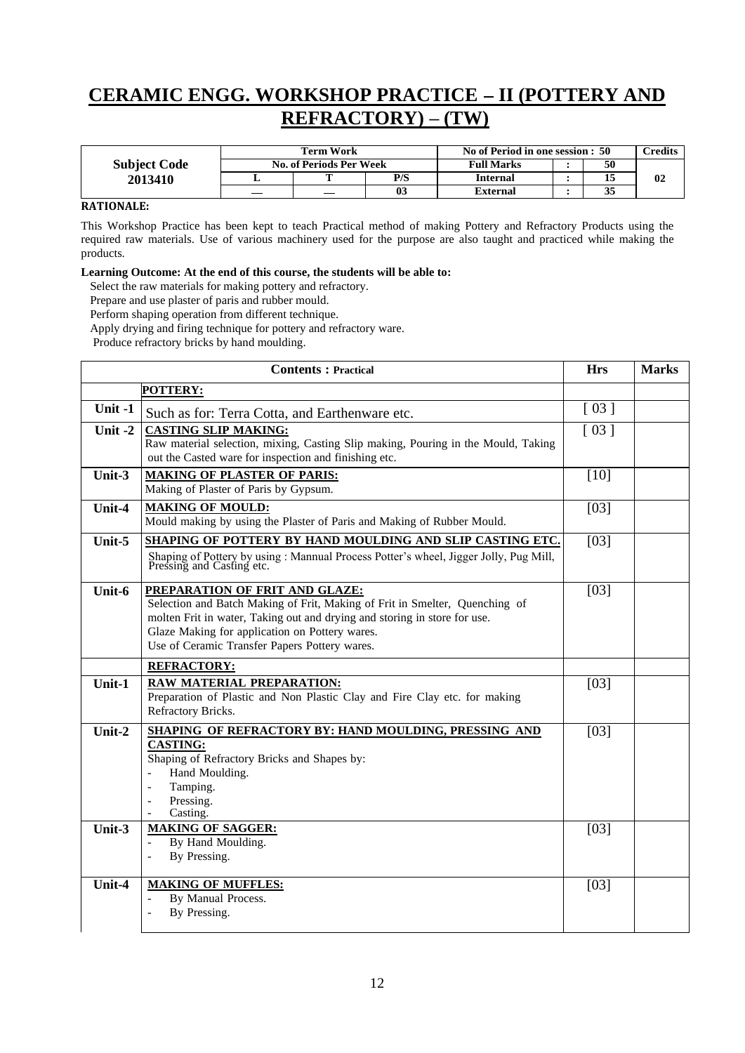# CERAMIC ENGG. WORKSHOP PRACTICE – II (POTTERY AND REFRACTORY) – (TW)

| Subject Code 2013410 | Term Work | | | No of Period in one session : 50 | | | Credits |
|---|---|---|---|---|---|---|---|
| | No. of Periods Per Week | | | Full Marks | : | 50 | 02 |
| | L | T | P/S | Internal | : | 15 | |
| | — | — | 03 | External | : | 35 | |

**RATIONALE:**

This Workshop Practice has been kept to teach Practical method of making Pottery and Refractory Products using the required raw materials. Use of various machinery used for the purpose are also taught and practiced while making the products.

**Learning Outcome: At the end of this course, the students will be able to:**

- Select the raw materials for making pottery and refractory.
- Prepare and use plaster of paris and rubber mould.
- Perform shaping operation from different technique.
- Apply drying and firing technique for pottery and refractory ware.
- Produce refractory bricks by hand moulding.

| | Contents : Practical | Hrs | Marks |
|---|---|---|---|
| | **POTTERY:** | | |
| Unit -1 | Such as for: Terra Cotta, and Earthenware etc. | [ 03 ] | |
| Unit -2 | **CASTING SLIP MAKING:** Raw material selection, mixing, Casting Slip making, Pouring in the Mould, Taking out the Casted ware for inspection and finishing etc. | [ 03 ] | |
| Unit-3 | **MAKING OF PLASTER OF PARIS:** Making of Plaster of Paris by Gypsum. | [10] | |
| Unit-4 | **MAKING OF MOULD:** Mould making by using the Plaster of Paris and Making of Rubber Mould. | [03] | |
| Unit-5 | **SHAPING OF POTTERY BY HAND MOULDING AND SLIP CASTING ETC.** Shaping of Pottery by using : Mannual Process Potter's wheel, Jigger Jolly, Pug Mill, Pressing and Casting etc. | [03] | |
| Unit-6 | **PREPARATION OF FRIT AND GLAZE:** Selection and Batch Making of Frit, Making of Frit in Smelter, Quenching of molten Frit in water, Taking out and drying and storing in store for use. Glaze Making for application on Pottery wares. Use of Ceramic Transfer Papers Pottery wares. | [03] | |
| | **REFRACTORY:** | | |
| Unit-1 | **RAW MATERIAL PREPARATION:** Preparation of Plastic and Non Plastic Clay and Fire Clay etc. for making Refractory Bricks. | [03] | |
| Unit-2 | **SHAPING OF REFRACTORY BY: HAND MOULDING, PRESSING AND CASTING:** Shaping of Refractory Bricks and Shapes by: - Hand Moulding. - Tamping. - Pressing. - Casting. | [03] | |
| Unit-3 | **MAKING OF SAGGER:** - By Hand Moulding. - By Pressing. | [03] | |
| Unit-4 | **MAKING OF MUFFLES:** - By Manual Process. - By Pressing. | [03] | |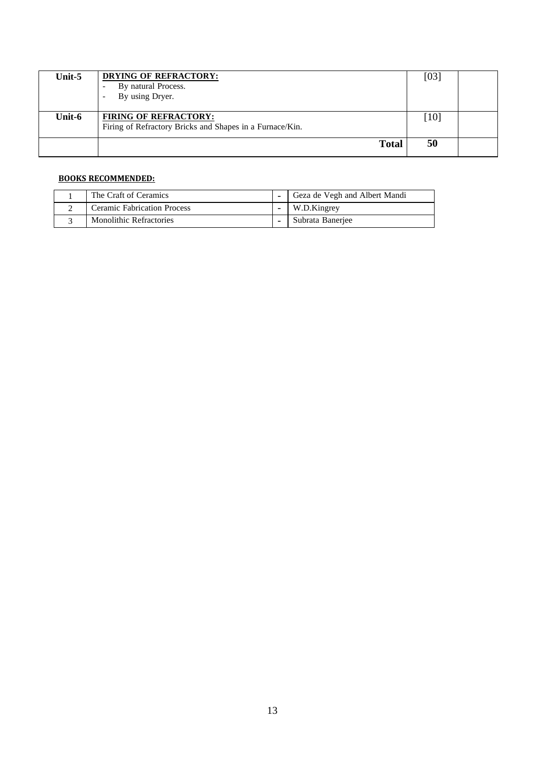| | | | |
|---|---|---|---|
| **Unit-5** | **DRYING OF REFRACTORY:**<br>- By natural Process.<br>- By using Dryer. | [03] | |
| **Unit-6** | **FIRING OF REFRACTORY:**<br>Firing of Refractory Bricks and Shapes in a Furnace/Kin. | [10] | |
| | **Total** | **50** | |

**BOOKS RECOMMENDED:**

| | | | |
|---|---|---|---|
| 1 | The Craft of Ceramics | - | Geza de Vegh and Albert Mandi |
| 2 | Ceramic Fabrication Process | - | W.D.Kingrey |
| 3 | Monolithic Refractories | - | Subrata Banerjee |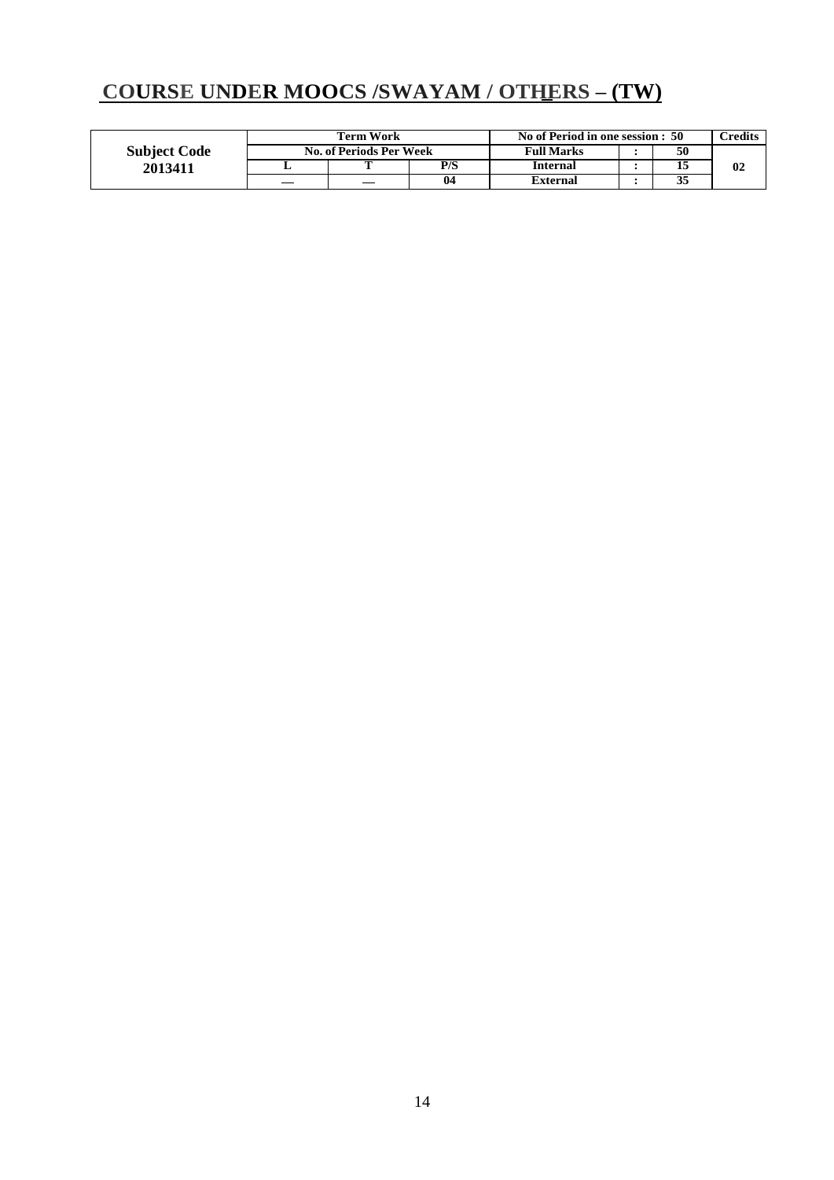# COURSE UNDER MOOCS /SWAYAM / OTHERS – (TW)

| Subject Code 2013411 | Term Work | | | No of Period in one session : 50 | | | Credits |
|---|---|---|---|---|---|---|---|
| | No. of Periods Per Week | | | Full Marks | : | 50 | 02 |
| | L | T | P/S | Internal | : | 15 | |
| | — | — | 04 | External | : | 35 | |